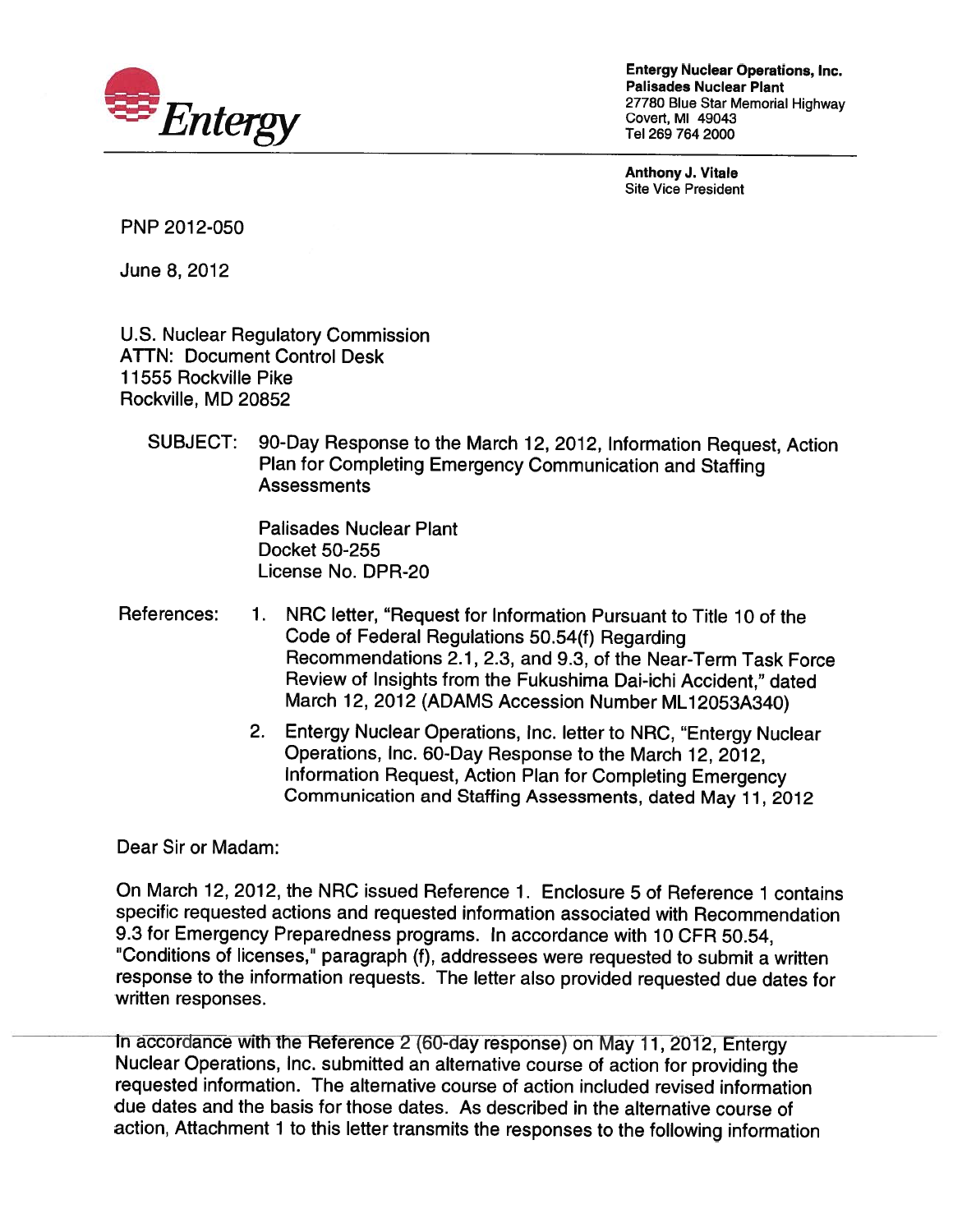**Entergy**

**Entergy Nuclear Operations, Inc.**
**Palisades Nuclear Plant**
27780 Blue Star Memorial Highway
Covert, MI 49043
Tel 269 764 2000

**Anthony J. Vitale**
Site Vice President

PNP 2012-050

June 8, 2012

U.S. Nuclear Regulatory Commission
ATTN: Document Control Desk
11555 Rockville Pike
Rockville, MD 20852

SUBJECT: 90-Day Response to the March 12, 2012, Information Request, Action Plan for Completing Emergency Communication and Staffing Assessments

Palisades Nuclear Plant
Docket 50-255
License No. DPR-20

References:

1. NRC letter, "Request for Information Pursuant to Title 10 of the Code of Federal Regulations 50.54(f) Regarding Recommendations 2.1, 2.3, and 9.3, of the Near-Term Task Force Review of Insights from the Fukushima Dai-ichi Accident," dated March 12, 2012 (ADAMS Accession Number ML12053A340)
2. Entergy Nuclear Operations, Inc. letter to NRC, "Entergy Nuclear Operations, Inc. 60-Day Response to the March 12, 2012, Information Request, Action Plan for Completing Emergency Communication and Staffing Assessments, dated May 11, 2012

Dear Sir or Madam:

On March 12, 2012, the NRC issued Reference 1. Enclosure 5 of Reference 1 contains specific requested actions and requested information associated with Recommendation 9.3 for Emergency Preparedness programs. In accordance with 10 CFR 50.54, "Conditions of licenses," paragraph (f), addressees were requested to submit a written response to the information requests. The letter also provided requested due dates for written responses.

In accordance with the Reference 2 (60-day response) on May 11, 2012, Entergy Nuclear Operations, Inc. submitted an alternative course of action for providing the requested information. The alternative course of action included revised information due dates and the basis for those dates. As described in the alternative course of action, Attachment 1 to this letter transmits the responses to the following information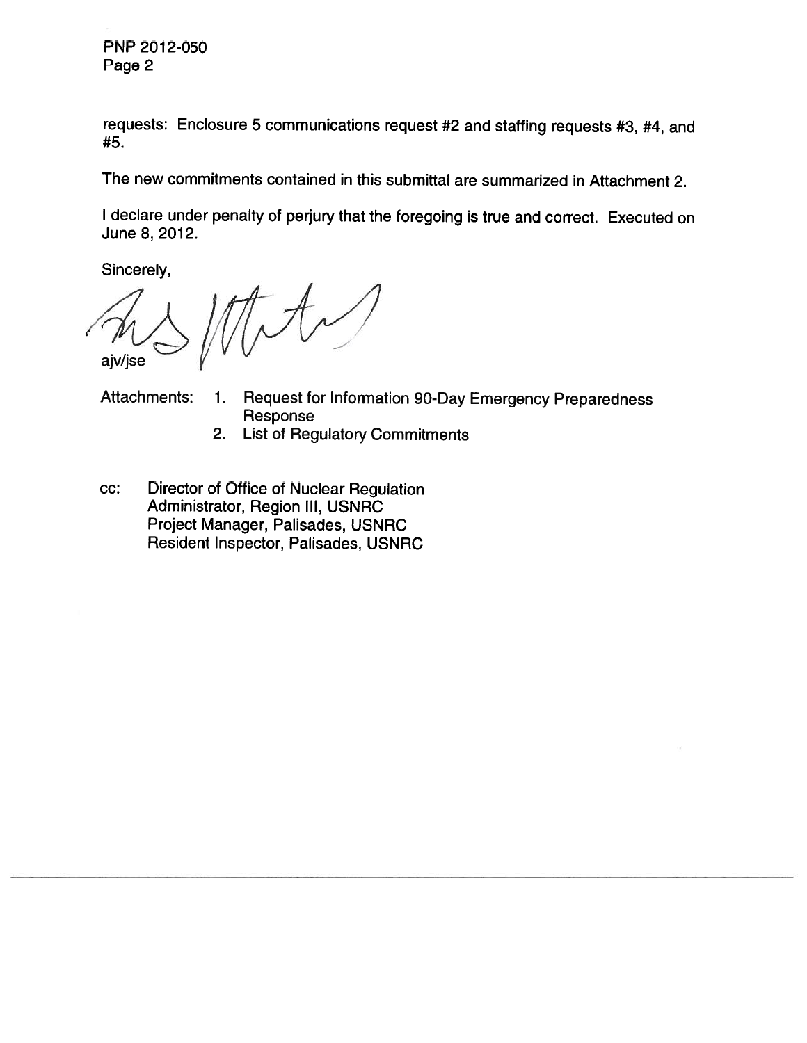requests: Enclosure 5 communications request #2 and staffing requests #3, #4, and #5.

The new commitments contained in this submittal are summarized in Attachment 2.

I declare under penalty of perjury that the foregoing is true and correct. Executed on June 8, 2012.

Sincerely,

ajv/jse

Attachments:
1. Request for Information 90-Day Emergency Preparedness Response
2. List of Regulatory Commitments

cc: Director of Office of Nuclear Regulation
Administrator, Region III, USNRC
Project Manager, Palisades, USNRC
Resident Inspector, Palisades, USNRC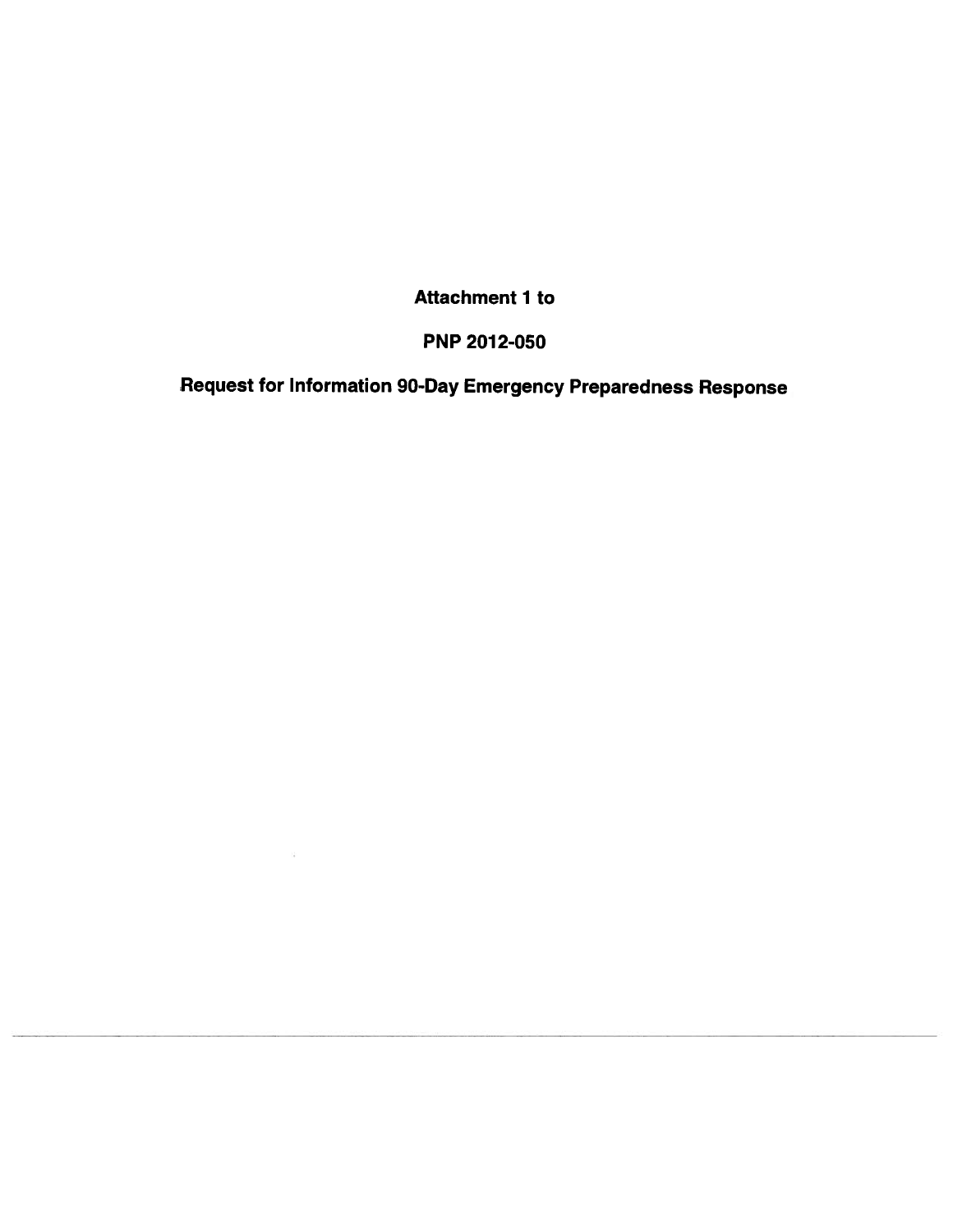**Attachment 1 to**

**PNP 2012-050**

**Request for Information 90-Day Emergency Preparedness Response**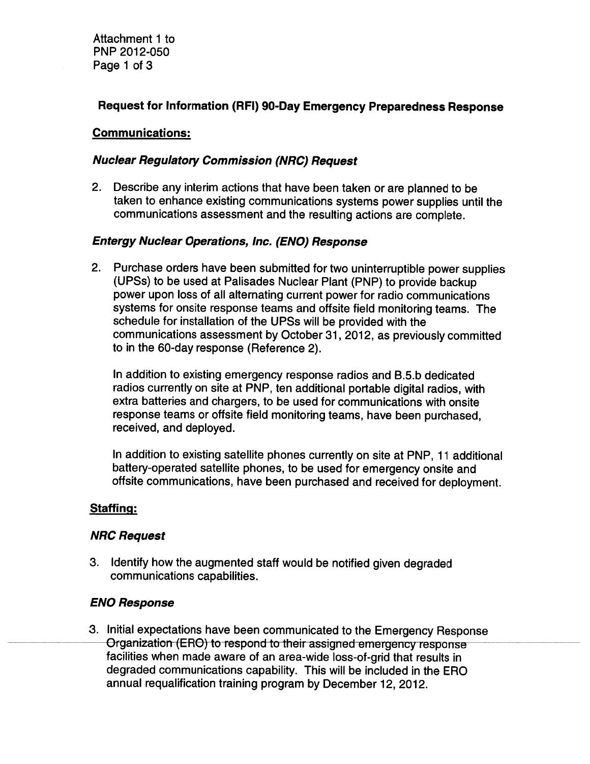## Request for Information (RFI) 90-Day Emergency Preparedness Response

### Communications:

#### *Nuclear Regulatory Commission (NRC) Request*

2. Describe any interim actions that have been taken or are planned to be taken to enhance existing communications systems power supplies until the communications assessment and the resulting actions are complete.

#### *Entergy Nuclear Operations, Inc. (ENO) Response*

2. Purchase orders have been submitted for two uninterruptible power supplies (UPSs) to be used at Palisades Nuclear Plant (PNP) to provide backup power upon loss of all alternating current power for radio communications systems for onsite response teams and offsite field monitoring teams. The schedule for installation of the UPSs will be provided with the communications assessment by October 31, 2012, as previously committed to in the 60-day response (Reference 2).

   In addition to existing emergency response radios and B.5.b dedicated radios currently on site at PNP, ten additional portable digital radios, with extra batteries and chargers, to be used for communications with onsite response teams or offsite field monitoring teams, have been purchased, received, and deployed.

   In addition to existing satellite phones currently on site at PNP, 11 additional battery-operated satellite phones, to be used for emergency onsite and offsite communications, have been purchased and received for deployment.

### Staffing:

#### *NRC Request*

3. Identify how the augmented staff would be notified given degraded communications capabilities.

#### *ENO Response*

3. Initial expectations have been communicated to the Emergency Response Organization (ERO) to respond to their assigned emergency response facilities when made aware of an area-wide loss-of-grid that results in degraded communications capability. This will be included in the ERO annual requalification training program by December 12, 2012.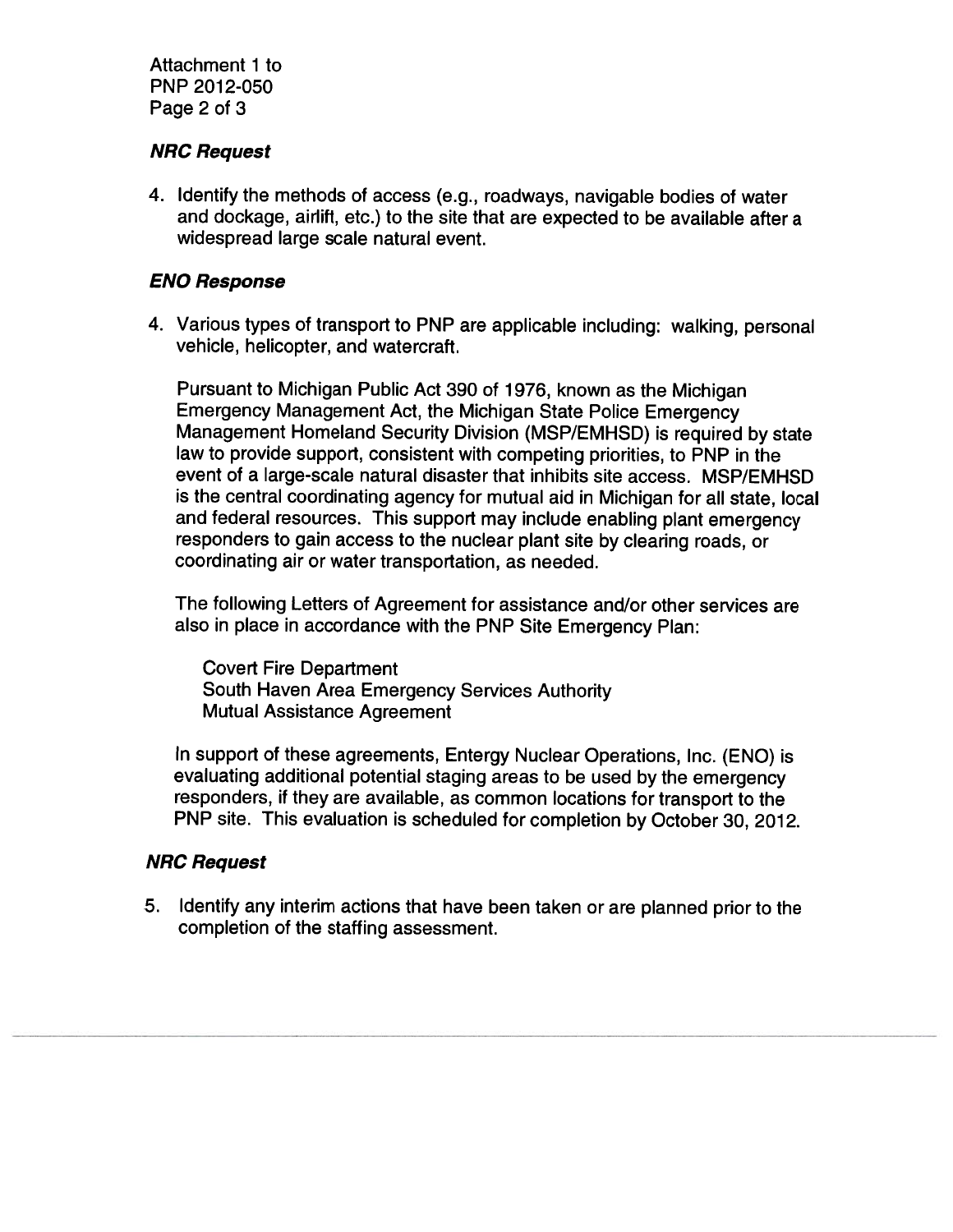### *NRC Request*

4. Identify the methods of access (e.g., roadways, navigable bodies of water and dockage, airlift, etc.) to the site that are expected to be available after a widespread large scale natural event.

### *ENO Response*

4. Various types of transport to PNP are applicable including: walking, personal vehicle, helicopter, and watercraft.

   Pursuant to Michigan Public Act 390 of 1976, known as the Michigan Emergency Management Act, the Michigan State Police Emergency Management Homeland Security Division (MSP/EMHSD) is required by state law to provide support, consistent with competing priorities, to PNP in the event of a large-scale natural disaster that inhibits site access. MSP/EMHSD is the central coordinating agency for mutual aid in Michigan for all state, local and federal resources. This support may include enabling plant emergency responders to gain access to the nuclear plant site by clearing roads, or coordinating air or water transportation, as needed.

   The following Letters of Agreement for assistance and/or other services are also in place in accordance with the PNP Site Emergency Plan:

   Covert Fire Department
   South Haven Area Emergency Services Authority
   Mutual Assistance Agreement

   In support of these agreements, Entergy Nuclear Operations, Inc. (ENO) is evaluating additional potential staging areas to be used by the emergency responders, if they are available, as common locations for transport to the PNP site. This evaluation is scheduled for completion by October 30, 2012.

### *NRC Request*

5. Identify any interim actions that have been taken or are planned prior to the completion of the staffing assessment.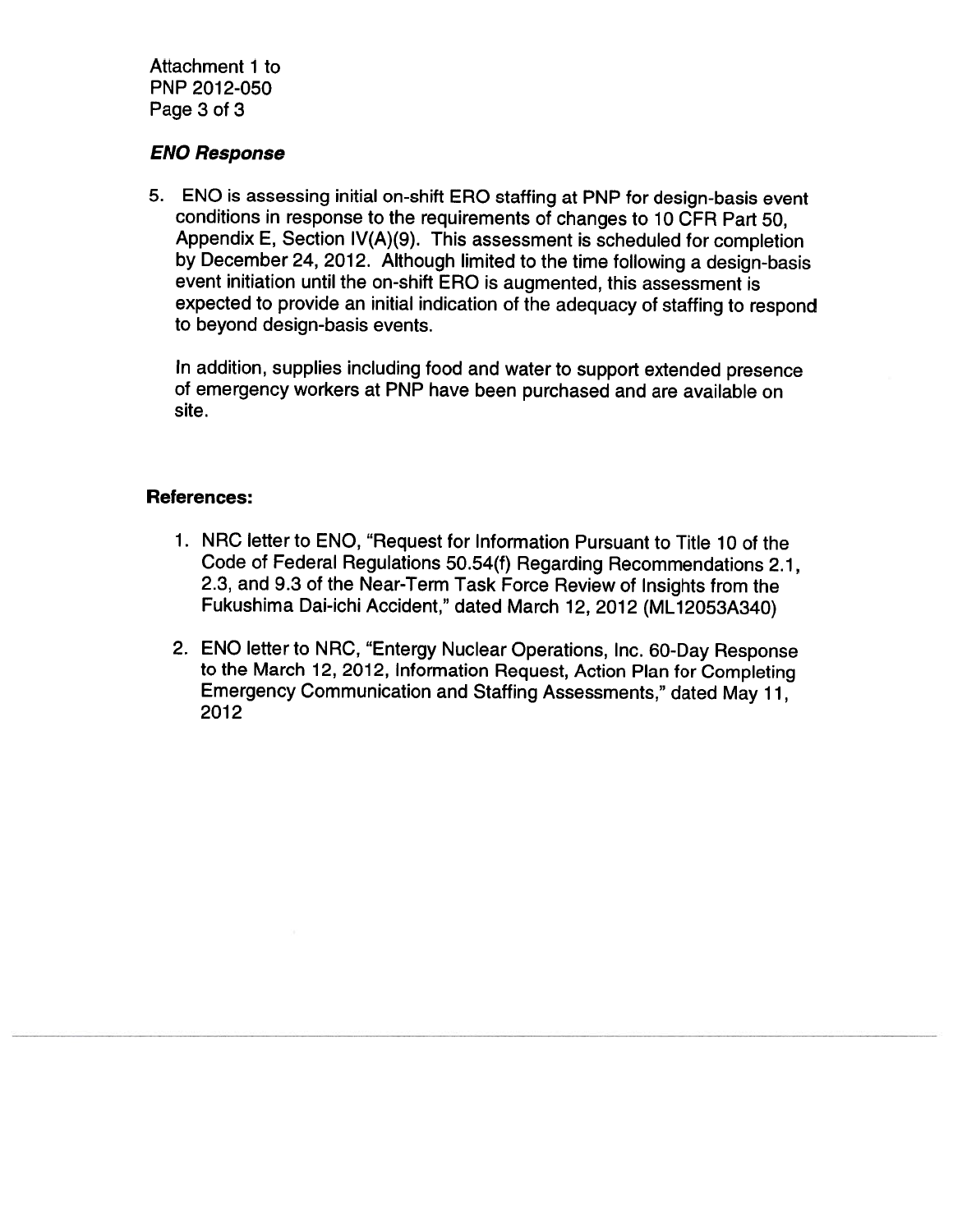### ***ENO Response***

5. ENO is assessing initial on-shift ERO staffing at PNP for design-basis event conditions in response to the requirements of changes to 10 CFR Part 50, Appendix E, Section IV(A)(9). This assessment is scheduled for completion by December 24, 2012. Although limited to the time following a design-basis event initiation until the on-shift ERO is augmented, this assessment is expected to provide an initial indication of the adequacy of staffing to respond to beyond design-basis events.

   In addition, supplies including food and water to support extended presence of emergency workers at PNP have been purchased and are available on site.

**References:**

1. NRC letter to ENO, "Request for Information Pursuant to Title 10 of the Code of Federal Regulations 50.54(f) Regarding Recommendations 2.1, 2.3, and 9.3 of the Near-Term Task Force Review of Insights from the Fukushima Dai-ichi Accident," dated March 12, 2012 (ML12053A340)
2. ENO letter to NRC, "Entergy Nuclear Operations, Inc. 60-Day Response to the March 12, 2012, Information Request, Action Plan for Completing Emergency Communication and Staffing Assessments," dated May 11, 2012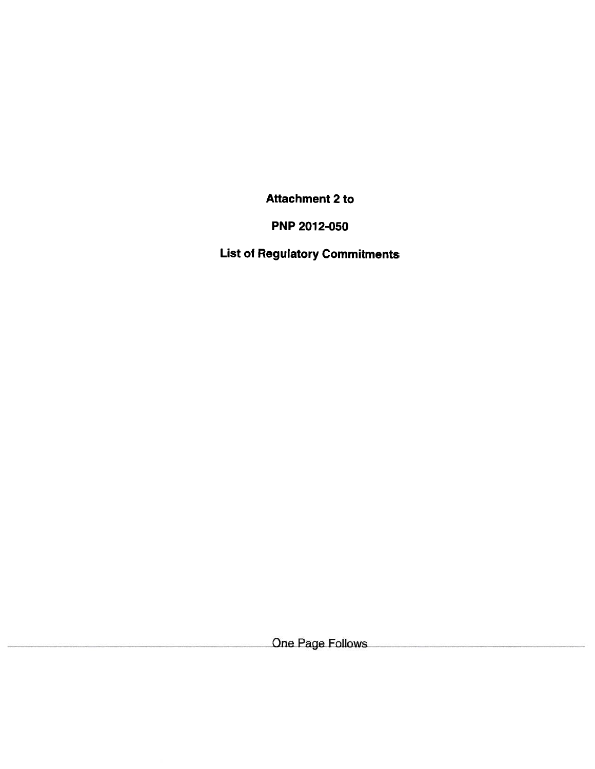**Attachment 2 to**

**PNP 2012-050**

**List of Regulatory Commitments**

One Page Follows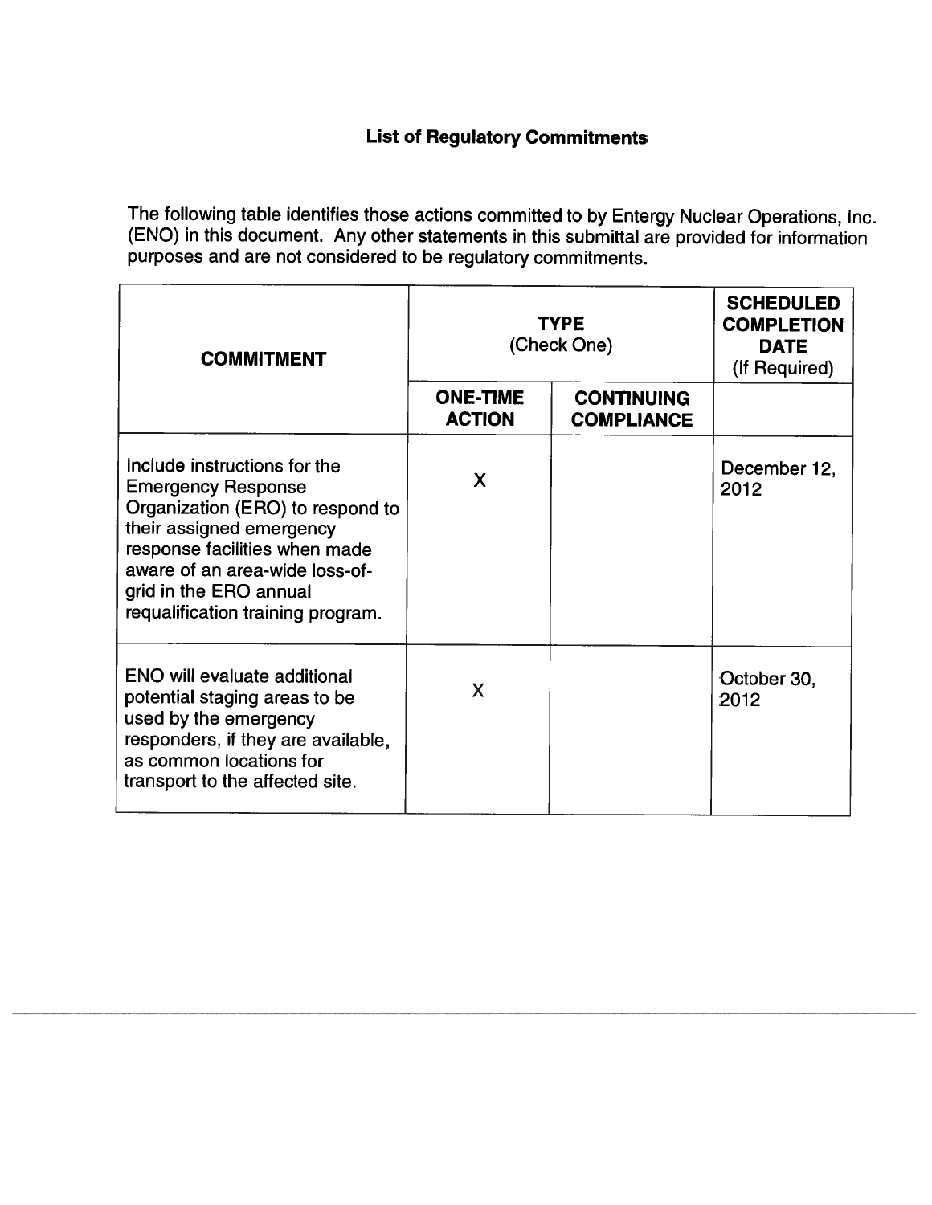## List of Regulatory Commitments

The following table identifies those actions committed to by Entergy Nuclear Operations, Inc. (ENO) in this document. Any other statements in this submittal are provided for information purposes and are not considered to be regulatory commitments.

| COMMITMENT | TYPE (Check One) | | SCHEDULED COMPLETION DATE (If Required) |
|---|---|---|---|
| | ONE-TIME ACTION | CONTINUING COMPLIANCE | |
| Include instructions for the Emergency Response Organization (ERO) to respond to their assigned emergency response facilities when made aware of an area-wide loss-of-grid in the ERO annual requalification training program. | X | | December 12, 2012 |
| ENO will evaluate additional potential staging areas to be used by the emergency responders, if they are available, as common locations for transport to the affected site. | X | | October 30, 2012 |